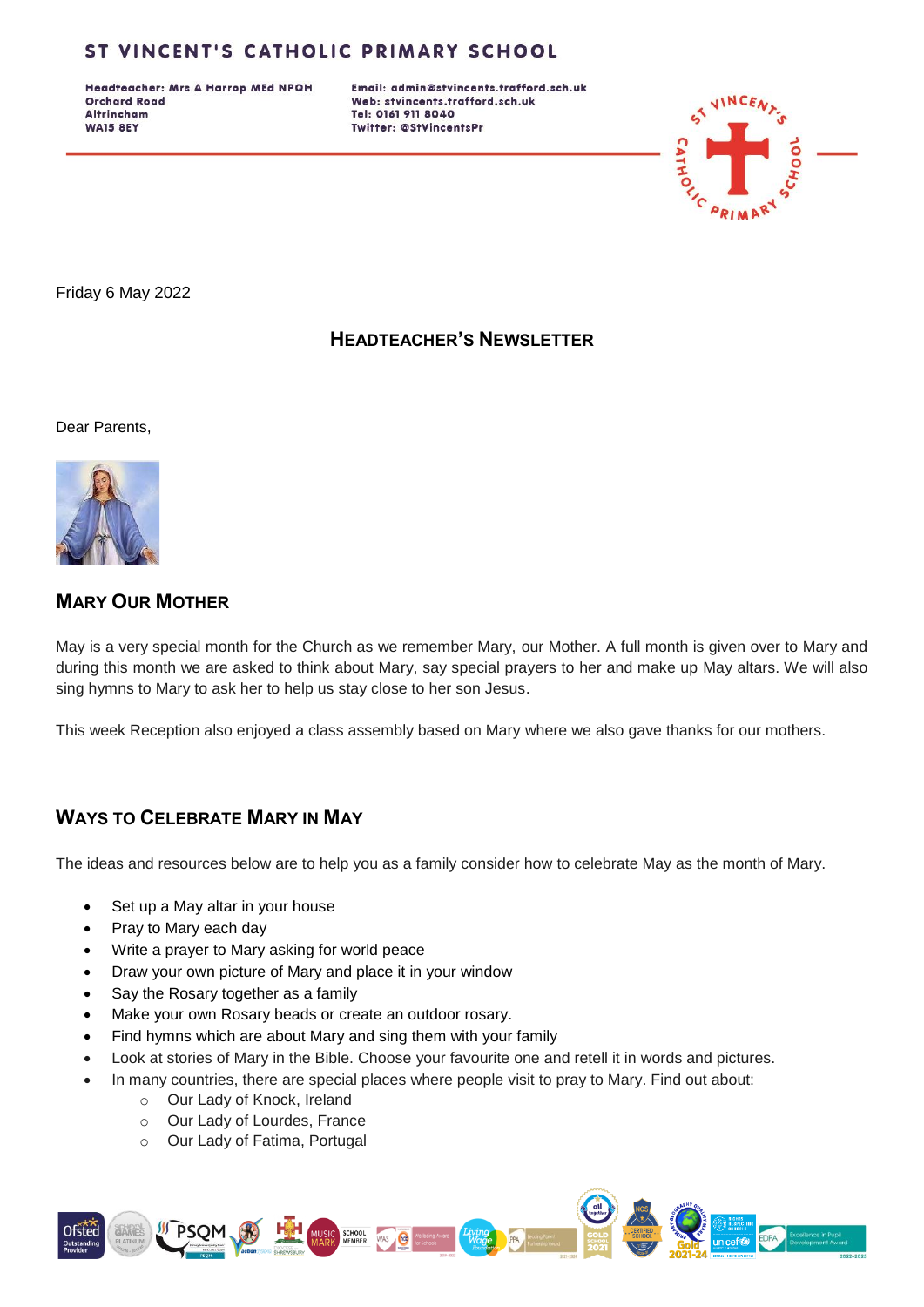# ST VINCENT'S CATHOLIC PRIMARY SCHOOL

**Headteacher: Mrs A Harrop MEd NPQH**
**Orchard Road**
**Altrincham**
**WA15 8EY**

**Email: admin@stvincents.trafford.sch.uk**
**Web: stvincents.trafford.sch.uk**
**Tel: 0161 911 8040**
**Twitter: @StVincentsPr**

Friday 6 May 2022

## HEADTEACHER'S NEWSLETTER

Dear Parents,

## MARY OUR MOTHER

May is a very special month for the Church as we remember Mary, our Mother. A full month is given over to Mary and during this month we are asked to think about Mary, say special prayers to her and make up May altars. We will also sing hymns to Mary to ask her to help us stay close to her son Jesus.

This week Reception also enjoyed a class assembly based on Mary where we also gave thanks for our mothers.

## WAYS TO CELEBRATE MARY IN MAY

The ideas and resources below are to help you as a family consider how to celebrate May as the month of Mary.

- Set up a May altar in your house
- Pray to Mary each day
- Write a prayer to Mary asking for world peace
- Draw your own picture of Mary and place it in your window
- Say the Rosary together as a family
- Make your own Rosary beads or create an outdoor rosary.
- Find hymns which are about Mary and sing them with your family
- Look at stories of Mary in the Bible. Choose your favourite one and retell it in words and pictures.
- In many countries, there are special places where people visit to pray to Mary. Find out about:
  - Our Lady of Knock, Ireland
  - Our Lady of Lourdes, France
  - Our Lady of Fatima, Portugal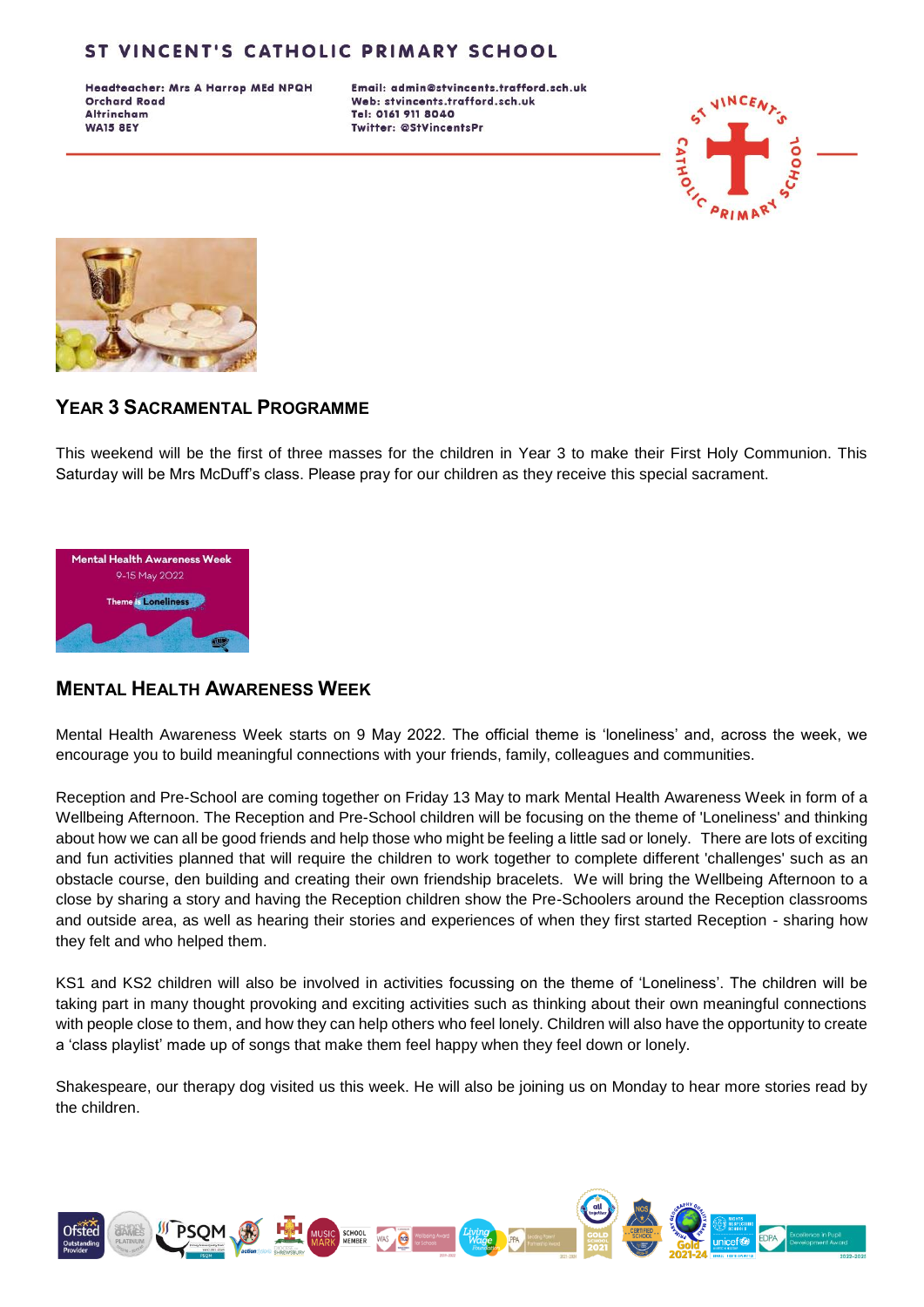# ST VINCENT'S CATHOLIC PRIMARY SCHOOL

**Headteacher: Mrs A Harrop MEd NPQH**
**Orchard Road**
**Altrincham**
**WA15 8EY**

**Email: admin@stvincents.trafford.sch.uk**
**Web: stvincents.trafford.sch.uk**
**Tel: 0161 911 8040**
**Twitter: @StVincentsPr**

## YEAR 3 SACRAMENTAL PROGRAMME

This weekend will be the first of three masses for the children in Year 3 to make their First Holy Communion. This Saturday will be Mrs McDuff's class. Please pray for our children as they receive this special sacrament.

## MENTAL HEALTH AWARENESS WEEK

Mental Health Awareness Week starts on 9 May 2022. The official theme is 'loneliness' and, across the week, we encourage you to build meaningful connections with your friends, family, colleagues and communities.

Reception and Pre-School are coming together on Friday 13 May to mark Mental Health Awareness Week in form of a Wellbeing Afternoon. The Reception and Pre-School children will be focusing on the theme of 'Loneliness' and thinking about how we can all be good friends and help those who might be feeling a little sad or lonely. There are lots of exciting and fun activities planned that will require the children to work together to complete different 'challenges' such as an obstacle course, den building and creating their own friendship bracelets. We will bring the Wellbeing Afternoon to a close by sharing a story and having the Reception children show the Pre-Schoolers around the Reception classrooms and outside area, as well as hearing their stories and experiences of when they first started Reception - sharing how they felt and who helped them.

KS1 and KS2 children will also be involved in activities focussing on the theme of 'Loneliness'. The children will be taking part in many thought provoking and exciting activities such as thinking about their own meaningful connections with people close to them, and how they can help others who feel lonely. Children will also have the opportunity to create a 'class playlist' made up of songs that make them feel happy when they feel down or lonely.

Shakespeare, our therapy dog visited us this week. He will also be joining us on Monday to hear more stories read by the children.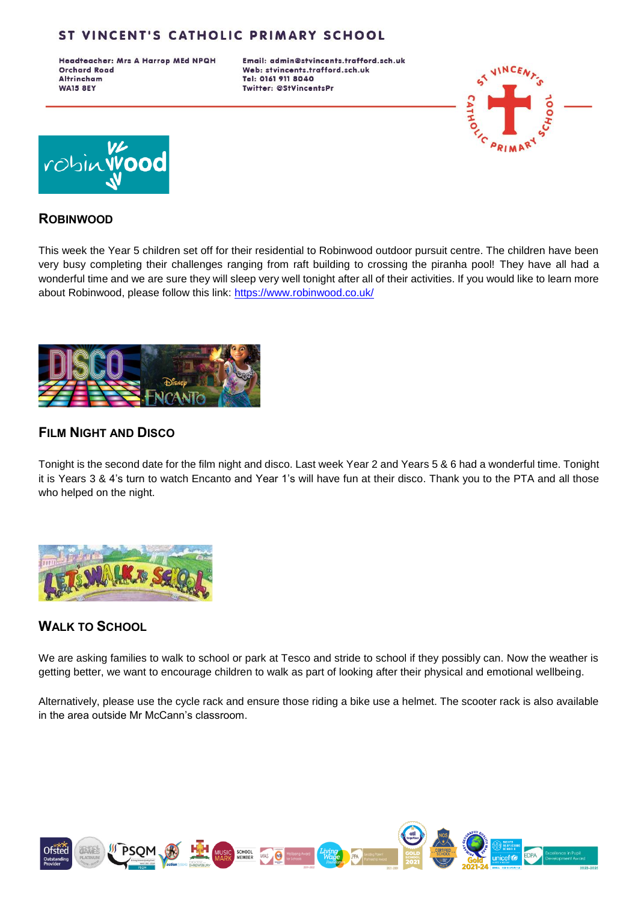## ROBINWOOD

This week the Year 5 children set off for their residential to Robinwood outdoor pursuit centre. The children have been very busy completing their challenges ranging from raft building to crossing the piranha pool! They have all had a wonderful time and we are sure they will sleep very well tonight after all of their activities. If you would like to learn more about Robinwood, please follow this link: https://www.robinwood.co.uk/

## FILM NIGHT AND DISCO

Tonight is the second date for the film night and disco. Last week Year 2 and Years 5 & 6 had a wonderful time. Tonight it is Years 3 & 4's turn to watch Encanto and Year 1's will have fun at their disco. Thank you to the PTA and all those who helped on the night.

## WALK TO SCHOOL

We are asking families to walk to school or park at Tesco and stride to school if they possibly can. Now the weather is getting better, we want to encourage children to walk as part of looking after their physical and emotional wellbeing.

Alternatively, please use the cycle rack and ensure those riding a bike use a helmet. The scooter rack is also available in the area outside Mr McCann's classroom.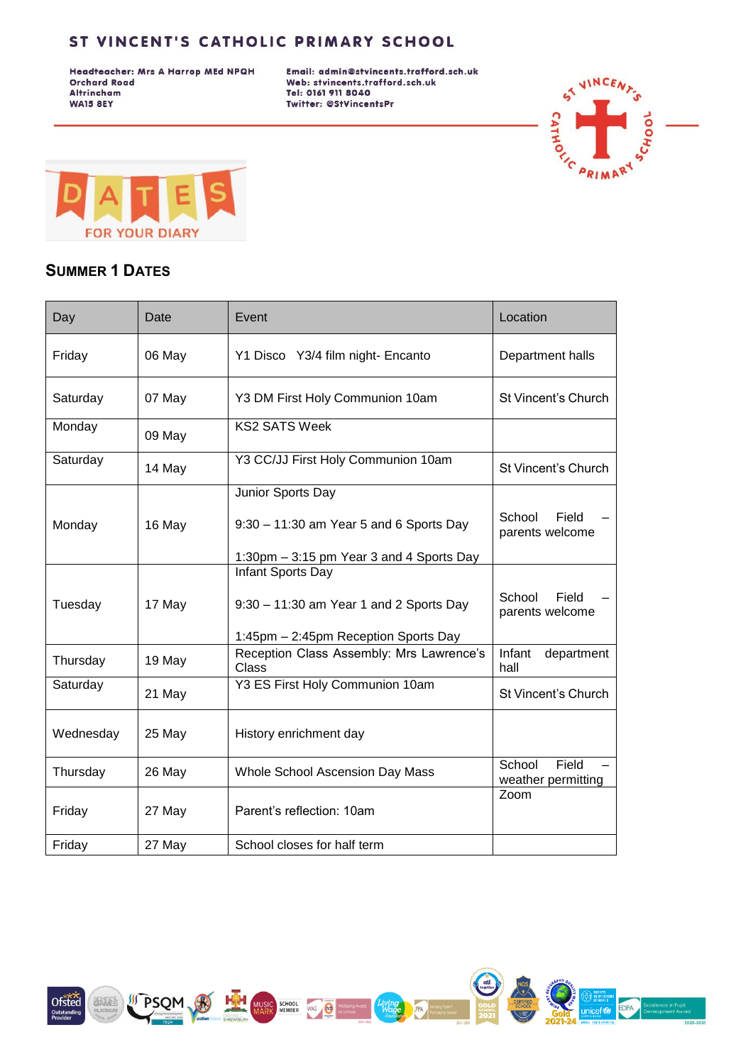# ST VINCENT'S CATHOLIC PRIMARY SCHOOL

**Headteacher: Mrs A Harrop MEd NPQH**
**Orchard Road**
**Altrincham**
**WA15 8EY**

**Email: admin@stvincents.trafford.sch.uk**
**Web: stvincents.trafford.sch.uk**
**Tel: 0161 911 8040**
**Twitter: @StVincentsPr**

DATES FOR YOUR DIARY

## SUMMER 1 DATES

| Day | Date | Event | Location |
|---|---|---|---|
| Friday | 06 May | Y1 Disco Y3/4 film night- Encanto | Department halls |
| Saturday | 07 May | Y3 DM First Holy Communion 10am | St Vincent's Church |
| Monday | 09 May | KS2 SATS Week | |
| Saturday | 14 May | Y3 CC/JJ First Holy Communion 10am | St Vincent's Church |
| Monday | 16 May | Junior Sports Day<br><br>9:30 – 11:30 am Year 5 and 6 Sports Day<br><br>1:30pm – 3:15 pm Year 3 and 4 Sports Day | School Field – parents welcome |
| Tuesday | 17 May | Infant Sports Day<br><br>9:30 – 11:30 am Year 1 and 2 Sports Day<br><br>1:45pm – 2:45pm Reception Sports Day | School Field – parents welcome |
| Thursday | 19 May | Reception Class Assembly: Mrs Lawrence's Class | Infant department hall |
| Saturday | 21 May | Y3 ES First Holy Communion 10am | St Vincent's Church |
| Wednesday | 25 May | History enrichment day | |
| Thursday | 26 May | Whole School Ascension Day Mass | School Field – weather permitting |
| Friday | 27 May | Parent's reflection: 10am | Zoom |
| Friday | 27 May | School closes for half term | |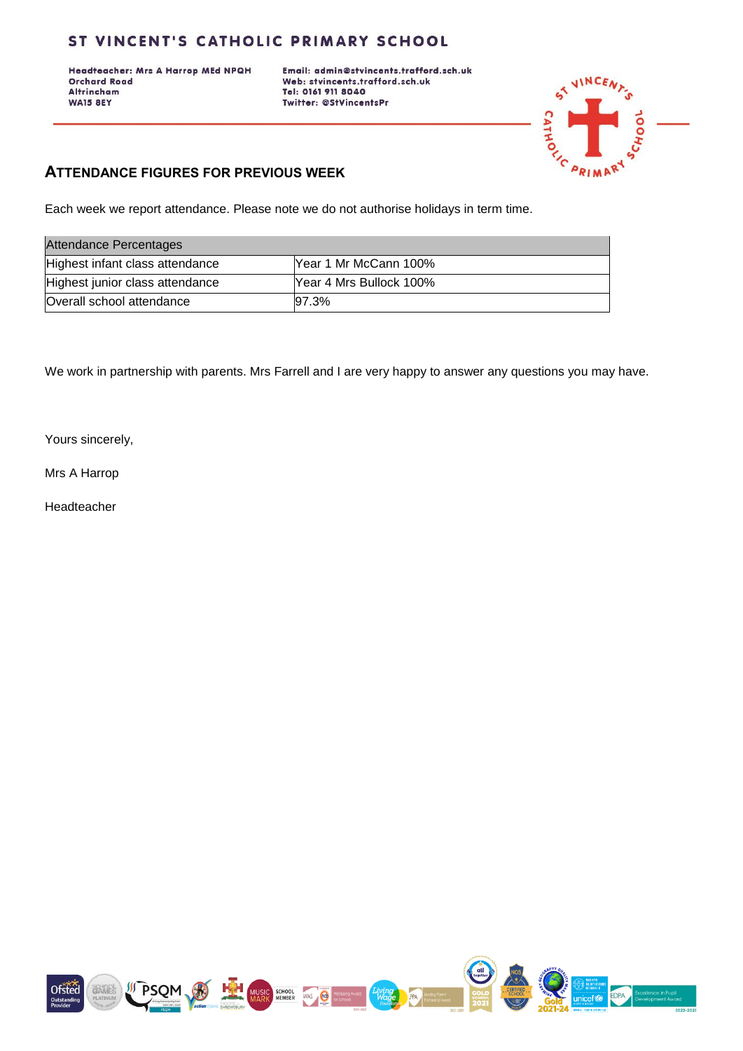ST VINCENT'S CATHOLIC PRIMARY SCHOOL

Headteacher: Mrs A Harrop MEd NPQH
Orchard Road
Altrincham
WA15 8EY

Email: admin@stvincents.trafford.sch.uk
Web: stvincents.trafford.sch.uk
Tel: 0161 911 8040
Twitter: @StVincentsPr

## ATTENDANCE FIGURES FOR PREVIOUS WEEK

Each week we report attendance. Please note we do not authorise holidays in term time.

| Attendance Percentages | |
|---|---|
| Highest infant class attendance | Year 1 Mr McCann 100% |
| Highest junior class attendance | Year 4 Mrs Bullock 100% |
| Overall school attendance | 97.3% |

We work in partnership with parents. Mrs Farrell and I are very happy to answer any questions you may have.

Yours sincerely,

Mrs A Harrop

Headteacher